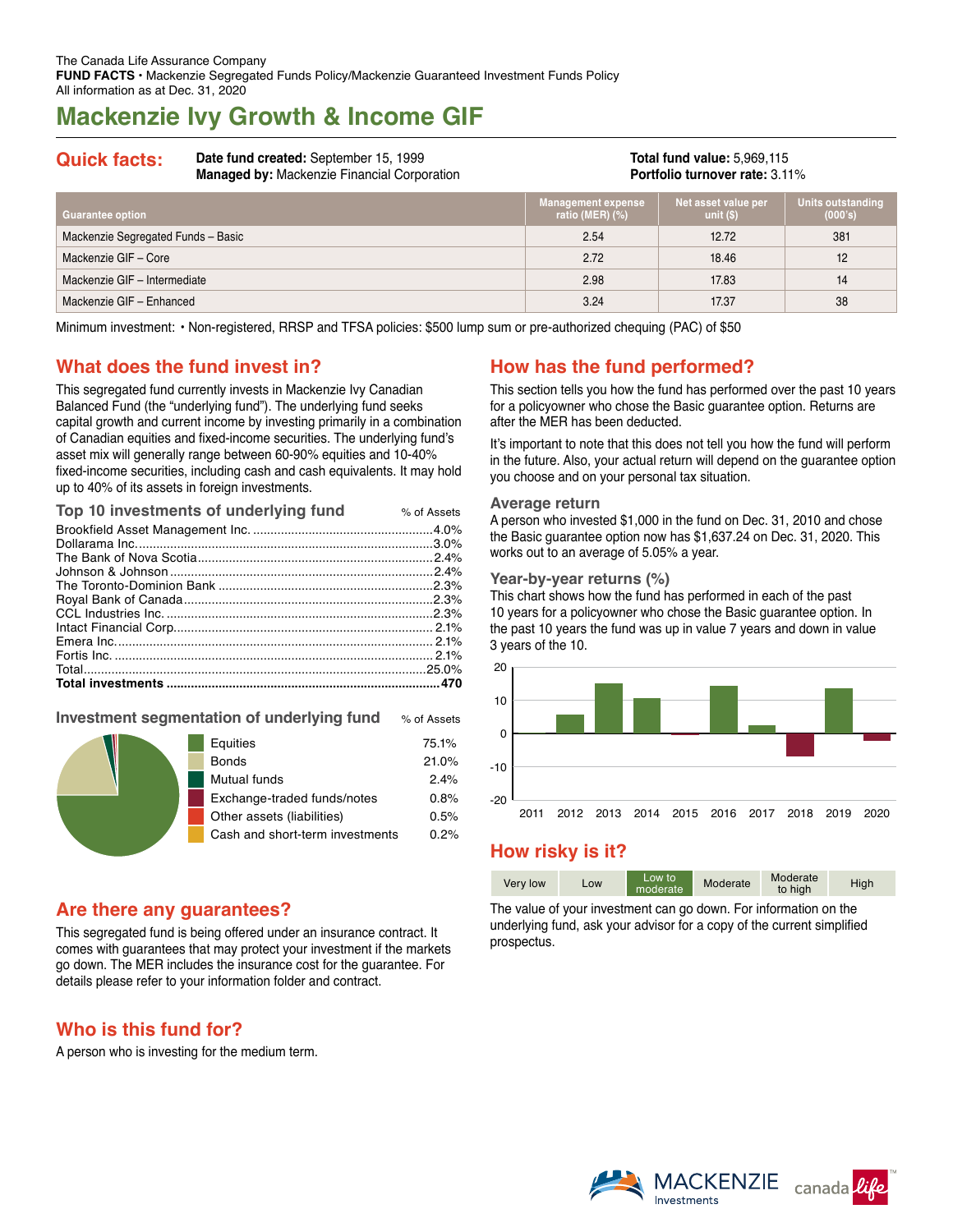The Canada Life Assurance Company
**FUND FACTS** • Mackenzie Segregated Funds Policy/Mackenzie Guaranteed Investment Funds Policy
All information as at Dec. 31, 2020

# Mackenzie Ivy Growth & Income GIF

## Quick facts:

**Date fund created:** September 15, 1999
**Managed by:** Mackenzie Financial Corporation

**Total fund value:** 5,969,115
**Portfolio turnover rate:** 3.11%

| Guarantee option | Management expense ratio (MER) (%) | Net asset value per unit ($) | Units outstanding (000's) |
|---|---|---|---|
| Mackenzie Segregated Funds – Basic | 2.54 | 12.72 | 381 |
| Mackenzie GIF – Core | 2.72 | 18.46 | 12 |
| Mackenzie GIF – Intermediate | 2.98 | 17.83 | 14 |
| Mackenzie GIF – Enhanced | 3.24 | 17.37 | 38 |

Minimum investment: • Non-registered, RRSP and TFSA policies: $500 lump sum or pre-authorized chequing (PAC) of $50

## What does the fund invest in?

This segregated fund currently invests in Mackenzie Ivy Canadian Balanced Fund (the "underlying fund"). The underlying fund seeks capital growth and current income by investing primarily in a combination of Canadian equities and fixed-income securities. The underlying fund's asset mix will generally range between 60-90% equities and 10-40% fixed-income securities, including cash and cash equivalents. It may hold up to 40% of its assets in foreign investments.

### Top 10 investments of underlying fund

| | % of Assets |
|---|---|
| Brookfield Asset Management Inc. | 4.0% |
| Dollarama Inc. | 3.0% |
| The Bank of Nova Scotia | 2.4% |
| Johnson & Johnson | 2.4% |
| The Toronto-Dominion Bank | 2.3% |
| Royal Bank of Canada | 2.3% |
| CCL Industries Inc. | 2.3% |
| Intact Financial Corp. | 2.1% |
| Emera Inc. | 2.1% |
| Fortis Inc. | 2.1% |
| Total | 25.0% |
| **Total investments** | **470** |

### Investment segmentation of underlying fund

| | % of Assets |
|---|---|
| Equities | 75.1% |
| Bonds | 21.0% |
| Mutual funds | 2.4% |
| Exchange-traded funds/notes | 0.8% |
| Other assets (liabilities) | 0.5% |
| Cash and short-term investments | 0.2% |

## Are there any guarantees?

This segregated fund is being offered under an insurance contract. It comes with guarantees that may protect your investment if the markets go down. The MER includes the insurance cost for the guarantee. For details please refer to your information folder and contract.

## Who is this fund for?

A person who is investing for the medium term.

## How has the fund performed?

This section tells you how the fund has performed over the past 10 years for a policyowner who chose the Basic guarantee option. Returns are after the MER has been deducted.

It's important to note that this does not tell you how the fund will perform in the future. Also, your actual return will depend on the guarantee option you choose and on your personal tax situation.

### Average return

A person who invested $1,000 in the fund on Dec. 31, 2010 and chose the Basic guarantee option now has $1,637.24 on Dec. 31, 2020. This works out to an average of 5.05% a year.

### Year-by-year returns (%)

This chart shows how the fund has performed in each of the past 10 years for a policyowner who chose the Basic guarantee option. In the past 10 years the fund was up in value 7 years and down in value 3 years of the 10.

## How risky is it?

| Very low | Low | **Low to moderate** | Moderate | Moderate to high | High |
|---|---|---|---|---|---|

The value of your investment can go down. For information on the underlying fund, ask your advisor for a copy of the current simplified prospectus.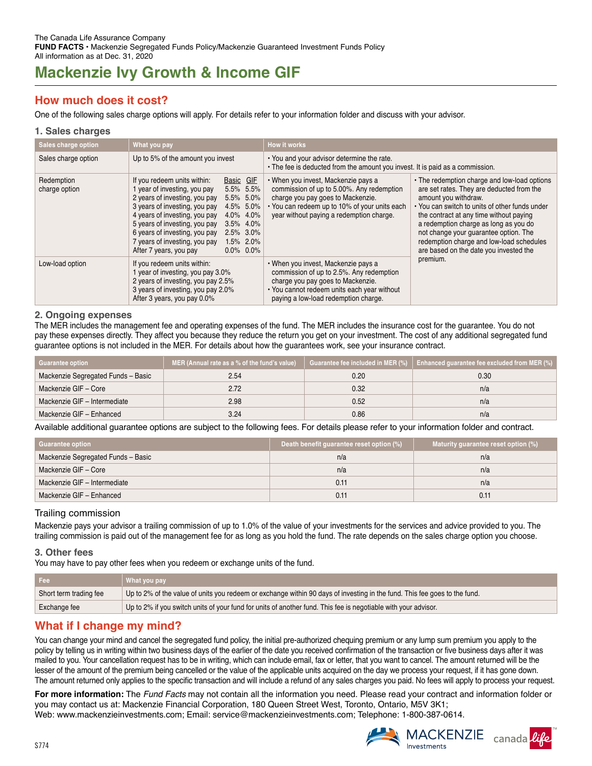The Canada Life Assurance Company
**FUND FACTS** • Mackenzie Segregated Funds Policy/Mackenzie Guaranteed Investment Funds Policy
All information as at Dec. 31, 2020

# Mackenzie Ivy Growth & Income GIF

## How much does it cost?

One of the following sales charge options will apply. For details refer to your information folder and discuss with your advisor.

### 1. Sales charges

| Sales charge option | What you pay | How it works | |
|---|---|---|---|
| Sales charge option | Up to 5% of the amount you invest | • You and your advisor determine the rate.<br>• The fee is deducted from the amount you invest. It is paid as a commission. | |
| Redemption charge option | If you redeem units within: Basic / GIF<br>1 year of investing, you pay 5.5% 5.5%<br>2 years of investing, you pay 5.5% 5.0%<br>3 years of investing, you pay 4.5% 5.0%<br>4 years of investing, you pay 4.0% 4.0%<br>5 years of investing, you pay 3.5% 4.0%<br>6 years of investing, you pay 2.5% 3.0%<br>7 years of investing, you pay 1.5% 2.0%<br>After 7 years, you pay 0.0% 0.0% | • When you invest, Mackenzie pays a commission of up to 5.00%. Any redemption charge you pay goes to Mackenzie.<br>• You can redeem up to 10% of your units each year without paying a redemption charge. | • The redemption charge and low-load options are set rates. They are deducted from the amount you withdraw.<br>• You can switch to units of other funds under the contract at any time without paying a redemption charge as long as you do not change your guarantee option. The redemption charge and low-load schedules are based on the date you invested the premium. |
| Low-load option | If you redeem units within:<br>1 year of investing, you pay 3.0%<br>2 years of investing, you pay 2.5%<br>3 years of investing, you pay 2.0%<br>After 3 years, you pay 0.0% | • When you invest, Mackenzie pays a commission of up to 2.5%. Any redemption charge you pay goes to Mackenzie.<br>• You cannot redeem units each year without paying a low-load redemption charge. | |

### 2. Ongoing expenses

The MER includes the management fee and operating expenses of the fund. The MER includes the insurance cost for the guarantee. You do not pay these expenses directly. They affect you because they reduce the return you get on your investment. The cost of any additional segregated fund guarantee options is not included in the MER. For details about how the guarantees work, see your insurance contract.

| Guarantee option | MER (Annual rate as a % of the fund's value) | Guarantee fee included in MER (%) | Enhanced guarantee fee excluded from MER (%) |
|---|---|---|---|
| Mackenzie Segregated Funds – Basic | 2.54 | 0.20 | 0.30 |
| Mackenzie GIF – Core | 2.72 | 0.32 | n/a |
| Mackenzie GIF – Intermediate | 2.98 | 0.52 | n/a |
| Mackenzie GIF – Enhanced | 3.24 | 0.86 | n/a |

Available additional guarantee options are subject to the following fees. For details please refer to your information folder and contract.

| Guarantee option | Death benefit guarantee reset option (%) | Maturity guarantee reset option (%) |
|---|---|---|
| Mackenzie Segregated Funds – Basic | n/a | n/a |
| Mackenzie GIF – Core | n/a | n/a |
| Mackenzie GIF – Intermediate | 0.11 | n/a |
| Mackenzie GIF – Enhanced | 0.11 | 0.11 |

#### Trailing commission

Mackenzie pays your advisor a trailing commission of up to 1.0% of the value of your investments for the services and advice provided to you. The trailing commission is paid out of the management fee for as long as you hold the fund. The rate depends on the sales charge option you choose.

### 3. Other fees

You may have to pay other fees when you redeem or exchange units of the fund.

| Fee | What you pay |
|---|---|
| Short term trading fee | Up to 2% of the value of units you redeem or exchange within 90 days of investing in the fund. This fee goes to the fund. |
| Exchange fee | Up to 2% if you switch units of your fund for units of another fund. This fee is negotiable with your advisor. |

## What if I change my mind?

You can change your mind and cancel the segregated fund policy, the initial pre-authorized chequing premium or any lump sum premium you apply to the policy by telling us in writing within two business days of the earlier of the date you received confirmation of the transaction or five business days after it was mailed to you. Your cancellation request has to be in writing, which can include email, fax or letter, that you want to cancel. The amount returned will be the lesser of the amount of the premium being cancelled or the value of the applicable units acquired on the day we process your request, if it has gone down. The amount returned only applies to the specific transaction and will include a refund of any sales charges you paid. No fees will apply to process your request.

**For more information:** The *Fund Facts* may not contain all the information you need. Please read your contract and information folder or you may contact us at: Mackenzie Financial Corporation, 180 Queen Street West, Toronto, Ontario, M5V 3K1;
Web: www.mackenzieinvestments.com; Email: service@mackenzieinvestments.com; Telephone: 1-800-387-0614.

S774